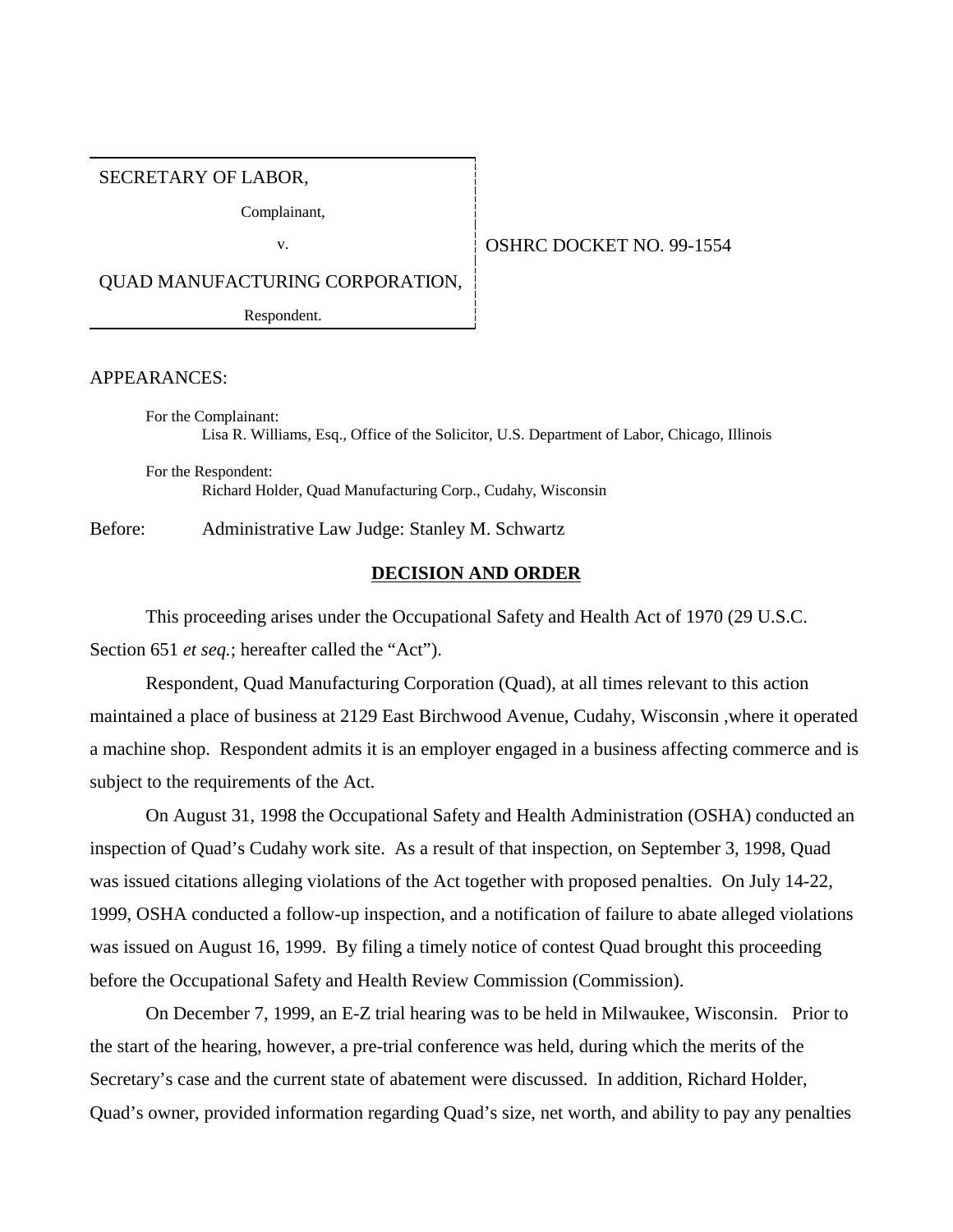SECRETARY OF LABOR,

Complainant,

v.

QUAD MANUFACTURING CORPORATION,

Respondent.

OSHRC DOCKET NO. 99-1554

APPEARANCES:

For the Complainant:
Lisa R. Williams, Esq., Office of the Solicitor, U.S. Department of Labor, Chicago, Illinois

For the Respondent:
Richard Holder, Quad Manufacturing Corp., Cudahy, Wisconsin

Before: Administrative Law Judge: Stanley M. Schwartz

## DECISION AND ORDER

This proceeding arises under the Occupational Safety and Health Act of 1970 (29 U.S.C. Section 651 *et seq.*; hereafter called the "Act").

Respondent, Quad Manufacturing Corporation (Quad), at all times relevant to this action maintained a place of business at 2129 East Birchwood Avenue, Cudahy, Wisconsin ,where it operated a machine shop. Respondent admits it is an employer engaged in a business affecting commerce and is subject to the requirements of the Act.

On August 31, 1998 the Occupational Safety and Health Administration (OSHA) conducted an inspection of Quad's Cudahy work site. As a result of that inspection, on September 3, 1998, Quad was issued citations alleging violations of the Act together with proposed penalties. On July 14-22, 1999, OSHA conducted a follow-up inspection, and a notification of failure to abate alleged violations was issued on August 16, 1999. By filing a timely notice of contest Quad brought this proceeding before the Occupational Safety and Health Review Commission (Commission).

On December 7, 1999, an E-Z trial hearing was to be held in Milwaukee, Wisconsin. Prior to the start of the hearing, however, a pre-trial conference was held, during which the merits of the Secretary's case and the current state of abatement were discussed. In addition, Richard Holder, Quad's owner, provided information regarding Quad's size, net worth, and ability to pay any penalties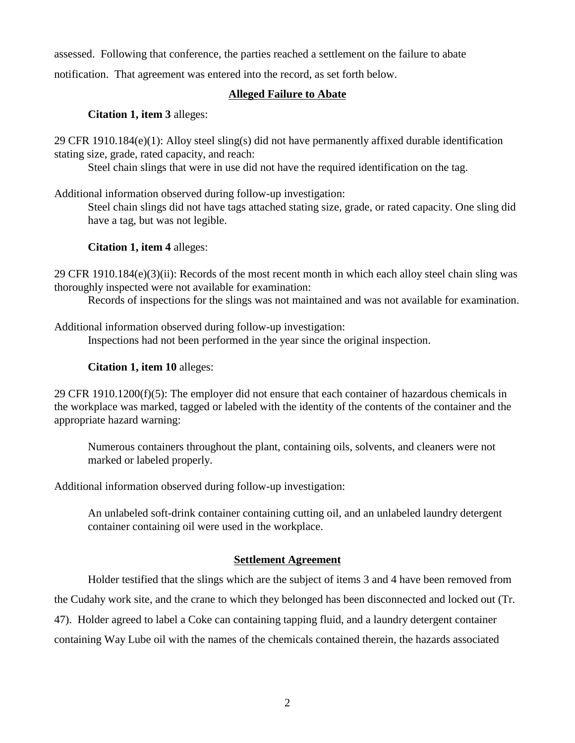assessed. Following that conference, the parties reached a settlement on the failure to abate notification. That agreement was entered into the record, as set forth below.

## Alleged Failure to Abate

**Citation 1, item 3** alleges:

29 CFR 1910.184(e)(1): Alloy steel sling(s) did not have permanently affixed durable identification stating size, grade, rated capacity, and reach:

Steel chain slings that were in use did not have the required identification on the tag.

Additional information observed during follow-up investigation:

Steel chain slings did not have tags attached stating size, grade, or rated capacity. One sling did have a tag, but was not legible.

**Citation 1, item 4** alleges:

29 CFR 1910.184(e)(3)(ii): Records of the most recent month in which each alloy steel chain sling was thoroughly inspected were not available for examination:

Records of inspections for the slings was not maintained and was not available for examination.

Additional information observed during follow-up investigation:

Inspections had not been performed in the year since the original inspection.

**Citation 1, item 10** alleges:

29 CFR 1910.1200(f)(5): The employer did not ensure that each container of hazardous chemicals in the workplace was marked, tagged or labeled with the identity of the contents of the container and the appropriate hazard warning:

Numerous containers throughout the plant, containing oils, solvents, and cleaners were not marked or labeled properly.

Additional information observed during follow-up investigation:

An unlabeled soft-drink container containing cutting oil, and an unlabeled laundry detergent container containing oil were used in the workplace.

## Settlement Agreement

Holder testified that the slings which are the subject of items 3 and 4 have been removed from the Cudahy work site, and the crane to which they belonged has been disconnected and locked out (Tr. 47). Holder agreed to label a Coke can containing tapping fluid, and a laundry detergent container containing Way Lube oil with the names of the chemicals contained therein, the hazards associated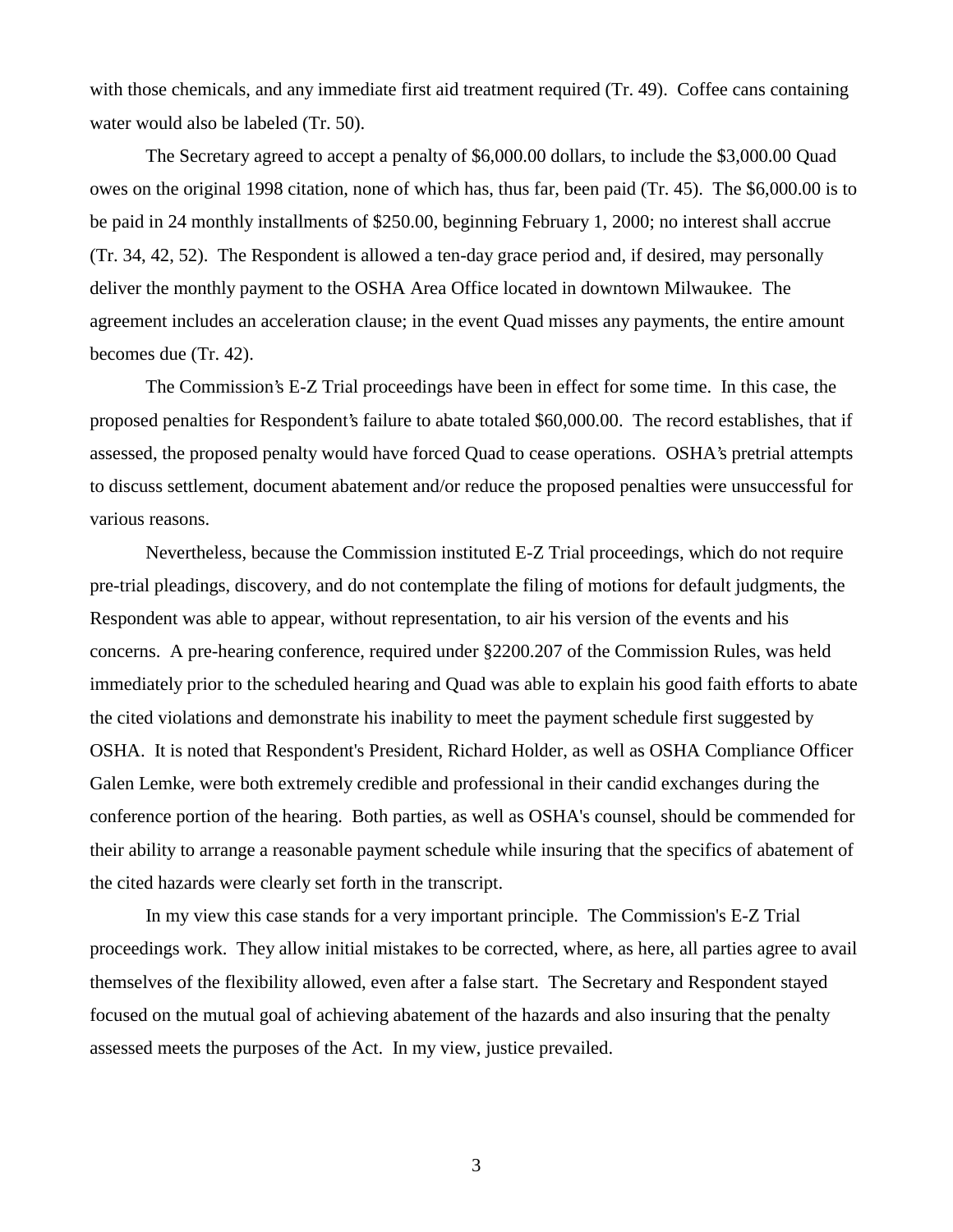with those chemicals, and any immediate first aid treatment required (Tr. 49). Coffee cans containing water would also be labeled (Tr. 50).

The Secretary agreed to accept a penalty of $6,000.00 dollars, to include the $3,000.00 Quad owes on the original 1998 citation, none of which has, thus far, been paid (Tr. 45). The $6,000.00 is to be paid in 24 monthly installments of $250.00, beginning February 1, 2000; no interest shall accrue (Tr. 34, 42, 52). The Respondent is allowed a ten-day grace period and, if desired, may personally deliver the monthly payment to the OSHA Area Office located in downtown Milwaukee. The agreement includes an acceleration clause; in the event Quad misses any payments, the entire amount becomes due (Tr. 42).

The Commission's E-Z Trial proceedings have been in effect for some time. In this case, the proposed penalties for Respondent's failure to abate totaled $60,000.00. The record establishes, that if assessed, the proposed penalty would have forced Quad to cease operations. OSHA's pretrial attempts to discuss settlement, document abatement and/or reduce the proposed penalties were unsuccessful for various reasons.

Nevertheless, because the Commission instituted E-Z Trial proceedings, which do not require pre-trial pleadings, discovery, and do not contemplate the filing of motions for default judgments, the Respondent was able to appear, without representation, to air his version of the events and his concerns. A pre-hearing conference, required under §2200.207 of the Commission Rules, was held immediately prior to the scheduled hearing and Quad was able to explain his good faith efforts to abate the cited violations and demonstrate his inability to meet the payment schedule first suggested by OSHA. It is noted that Respondent's President, Richard Holder, as well as OSHA Compliance Officer Galen Lemke, were both extremely credible and professional in their candid exchanges during the conference portion of the hearing. Both parties, as well as OSHA's counsel, should be commended for their ability to arrange a reasonable payment schedule while insuring that the specifics of abatement of the cited hazards were clearly set forth in the transcript.

In my view this case stands for a very important principle. The Commission's E-Z Trial proceedings work. They allow initial mistakes to be corrected, where, as here, all parties agree to avail themselves of the flexibility allowed, even after a false start. The Secretary and Respondent stayed focused on the mutual goal of achieving abatement of the hazards and also insuring that the penalty assessed meets the purposes of the Act. In my view, justice prevailed.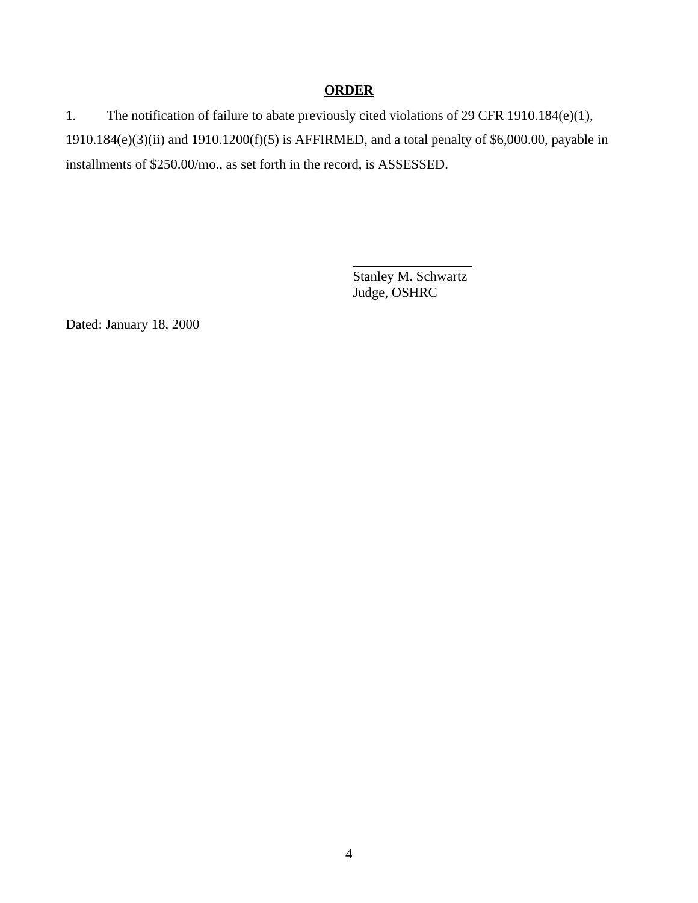## **ORDER**

1. The notification of failure to abate previously cited violations of 29 CFR 1910.184(e)(1), 1910.184(e)(3)(ii) and 1910.1200(f)(5) is AFFIRMED, and a total penalty of $6,000.00, payable in installments of $250.00/mo., as set forth in the record, is ASSESSED.

Stanley M. Schwartz
Judge, OSHRC

Dated: January 18, 2000